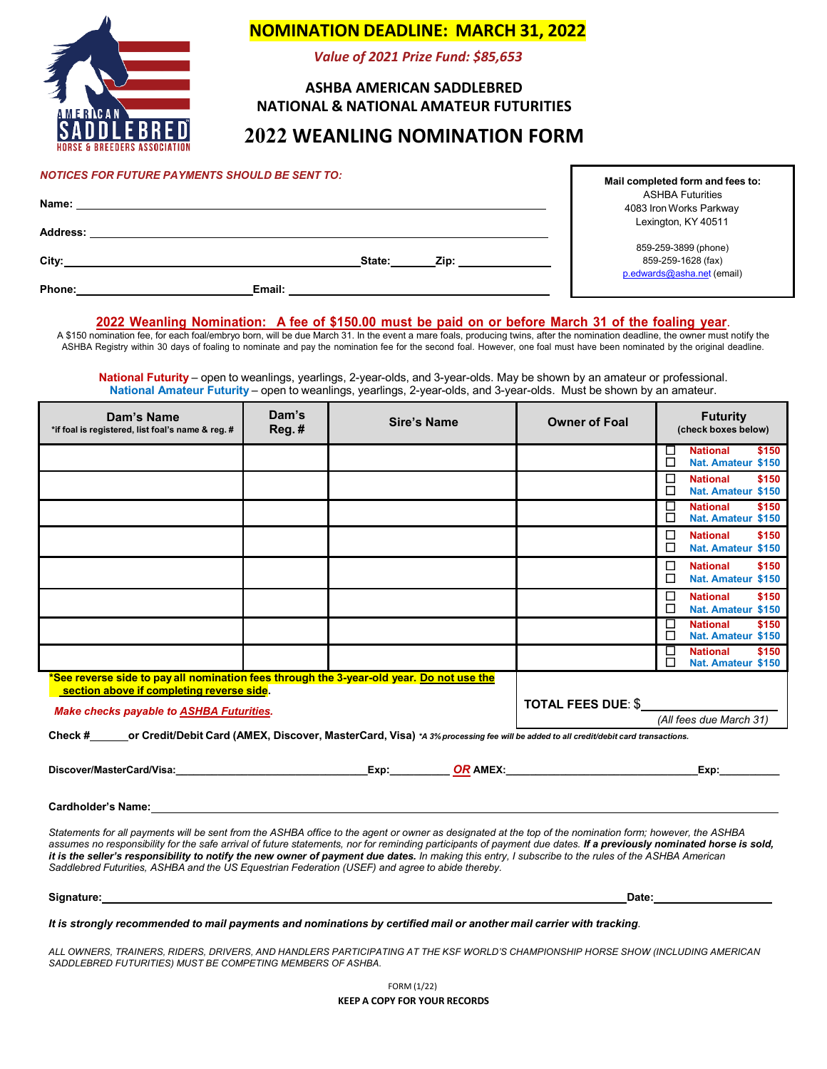# NOMINATION DEADLINE: MARCH 31, 2022

*Value of 2021 Prize Fund: $85,653*

## ASHBA AMERICAN SADDLEBRED NATIONAL & NATIONAL AMATEUR FUTURITIES

## 2022 WEANLING NOMINATION FORM

***NOTICES FOR FUTURE PAYMENTS SHOULD BE SENT TO:***

**Name:** ______________________________________________

**Address:** ______________________________________________

**City:** ______________________________ **State:** ________ **Zip:** __________

**Phone:** ____________________ **Email:** ______________________________

**Mail completed form and fees to:**
ASHBA Futurities
4083 Iron Works Parkway
Lexington, KY 40511

859-259-3899 (phone)
859-259-1628 (fax)
p.edwards@asha.net (email)

**2022 Weanling Nomination: A fee of $150.00 must be paid on or before March 31 of the foaling year.**

A $150 nomination fee, for each foal/embryo born, will be due March 31. In the event a mare foals, producing twins, after the nomination deadline, the owner must notify the ASHBA Registry within 30 days of foaling to nominate and pay the nomination fee for the second foal. However, one foal must have been nominated by the original deadline.

**National Futurity** – open to weanlings, yearlings, 2-year-olds, and 3-year-olds. May be shown by an amateur or professional.
**National Amateur Futurity** – open to weanlings, yearlings, 2-year-olds, and 3-year-olds. Must be shown by an amateur.

| Dam's Name *if foal is registered, list foal's name & reg. # | Dam's Reg. # | Sire's Name | Owner of Foal | Futurity (check boxes below) |
|---|---|---|---|---|
| | | | | ☐ National $150 ☐ Nat. Amateur $150 |
| | | | | ☐ National $150 ☐ Nat. Amateur $150 |
| | | | | ☐ National $150 ☐ Nat. Amateur $150 |
| | | | | ☐ National $150 ☐ Nat. Amateur $150 |
| | | | | ☐ National $150 ☐ Nat. Amateur $150 |
| | | | | ☐ National $150 ☐ Nat. Amateur $150 |
| | | | | ☐ National $150 ☐ Nat. Amateur $150 |
| | | | | ☐ National $150 ☐ Nat. Amateur $150 |

**\*See reverse side to pay all nomination fees through the 3-year-old year. Do not use the section above if completing reverse side.**

***Make checks payable to ASHBA Futurities.***

**TOTAL FEES DUE:** $__________
*(All fees due March 31)*

**Check #**______ **or Credit/Debit Card (AMEX, Discover, MasterCard, Visa)** *\*A 3% processing fee will be added to all credit/debit card transactions.*

**Discover/MasterCard/Visa:** ______________________ **Exp:** ________ ***OR*** **AMEX:** ______________________ **Exp:** ________

**Cardholder's Name:** ______________________________________________

*Statements for all payments will be sent from the ASHBA office to the agent or owner as designated at the top of the nomination form; however, the ASHBA assumes no responsibility for the safe arrival of future statements, nor for reminding participants of payment due dates.* ***If a previously nominated horse is sold, it is the seller's responsibility to notify the new owner of payment due dates.*** *In making this entry, I subscribe to the rules of the ASHBA American Saddlebred Futurities, ASHBA and the US Equestrian Federation (USEF) and agree to abide thereby.*

**Signature:** ______________________________________________ **Date:** ______________

***It is strongly recommended to mail payments and nominations by certified mail or another mail carrier with tracking.***

*ALL OWNERS, TRAINERS, RIDERS, DRIVERS, AND HANDLERS PARTICIPATING AT THE KSF WORLD'S CHAMPIONSHIP HORSE SHOW (INCLUDING AMERICAN SADDLEBRED FUTURITIES) MUST BE COMPETING MEMBERS OF ASHBA.*

FORM (1/22)

**KEEP A COPY FOR YOUR RECORDS**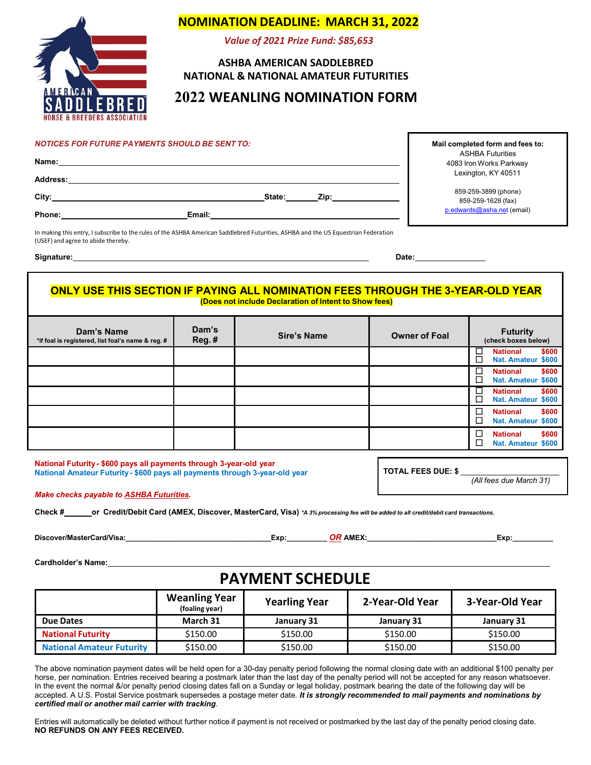**NOMINATION DEADLINE: MARCH 31, 2022**

*Value of 2021 Prize Fund: $85,653*

## ASHBA AMERICAN SADDLEBRED NATIONAL & NATIONAL AMATEUR FUTURITIES

# 2022 WEANLING NOMINATION FORM

*NOTICES FOR FUTURE PAYMENTS SHOULD BE SENT TO:*

**Name:**\_\_\_\_\_\_\_\_\_\_\_\_\_\_\_\_\_\_\_\_\_\_\_\_\_\_\_\_\_\_\_\_\_\_\_\_\_\_\_\_

**Address:**\_\_\_\_\_\_\_\_\_\_\_\_\_\_\_\_\_\_\_\_\_\_\_\_\_\_\_\_\_\_\_\_\_\_\_\_\_\_\_\_

**City:**\_\_\_\_\_\_\_\_\_\_\_\_\_\_\_\_\_\_\_\_\_\_\_\_ **State:**\_\_\_\_\_\_ **Zip:**\_\_\_\_\_\_\_\_

**Phone:**\_\_\_\_\_\_\_\_\_\_\_\_\_\_\_\_\_\_ **Email:**\_\_\_\_\_\_\_\_\_\_\_\_\_\_\_\_\_\_\_\_\_\_\_\_

**Mail completed form and fees to:**
ASHBA Futurities
4083 Iron Works Parkway
Lexington, KY 40511

859-259-3899 (phone)
859-259-1628 (fax)
p.edwards@asha.net (email)

In making this entry, I subscribe to the rules of the ASHBA American Saddlebred Futurities, ASHBA and the US Equestrian Federation (USEF) and agree to abide thereby.

**Signature:**\_\_\_\_\_\_\_\_\_\_\_\_\_\_\_\_\_\_\_\_\_\_\_\_\_\_\_\_\_\_\_\_\_\_\_\_\_\_\_\_ **Date:**\_\_\_\_\_\_\_\_\_\_\_\_

**ONLY USE THIS SECTION IF PAYING ALL NOMINATION FEES THROUGH THE 3-YEAR-OLD YEAR**
**(Does not include Declaration of Intent to Show fees)**

| Dam's Name *if foal is registered, list foal's name & reg. # | Dam's Reg. # | Sire's Name | Owner of Foal | Futurity (check boxes below) |
|---|---|---|---|---|
| | | | | ☐ National $600<br>☐ Nat. Amateur $600 |
| | | | | ☐ National $600<br>☐ Nat. Amateur $600 |
| | | | | ☐ National $600<br>☐ Nat. Amateur $600 |
| | | | | ☐ National $600<br>☐ Nat. Amateur $600 |
| | | | | ☐ National $600<br>☐ Nat. Amateur $600 |

**National Futurity - $600 pays all payments through 3-year-old year**
**National Amateur Futurity - $600 pays all payments through 3-year-old year**

**TOTAL FEES DUE: $**\_\_\_\_\_\_\_\_\_\_\_\_
*(All fees due March 31)*

***Make checks payable to ASHBA Futurities.***

**Check #**\_\_\_\_\_ **or Credit/Debit Card (AMEX, Discover, MasterCard, Visa)** ***A 3% processing fee will be added to all credit/debit card transactions.***

**Discover/MasterCard/Visa:**\_\_\_\_\_\_\_\_\_\_\_\_\_\_\_\_\_\_\_\_ **Exp:**\_\_\_\_\_\_ ***OR*** **AMEX:**\_\_\_\_\_\_\_\_\_\_\_\_\_\_\_\_\_\_\_\_ **Exp:**\_\_\_\_\_\_

**Cardholder's Name:**\_\_\_\_\_\_\_\_\_\_\_\_\_\_\_\_\_\_\_\_\_\_\_\_\_\_\_\_\_\_\_\_\_\_\_\_\_\_\_\_

# PAYMENT SCHEDULE

| | Weanling Year (foaling year) | Yearling Year | 2-Year-Old Year | 3-Year-Old Year |
|---|---|---|---|---|
| **Due Dates** | **March 31** | **January 31** | **January 31** | **January 31** |
| **National Futurity** | $150.00 | $150.00 | $150.00 | $150.00 |
| **National Amateur Futurity** | $150.00 | $150.00 | $150.00 | $150.00 |

The above nomination payment dates will be held open for a 30-day penalty period following the normal closing date with an additional $100 penalty per horse, per nomination. Entries received bearing a postmark later than the last day of the penalty period will not be accepted for any reason whatsoever. In the event the normal &/or penalty period closing dates fall on a Sunday or legal holiday, postmark bearing the date of the following day will be accepted. A U.S. Postal Service postmark supersedes a postage meter date. ***It is strongly recommended to mail payments and nominations by certified mail or another mail carrier with tracking***.

Entries will automatically be deleted without further notice if payment is not received or postmarked by the last day of the penalty period closing date.
**NO REFUNDS ON ANY FEES RECEIVED.**